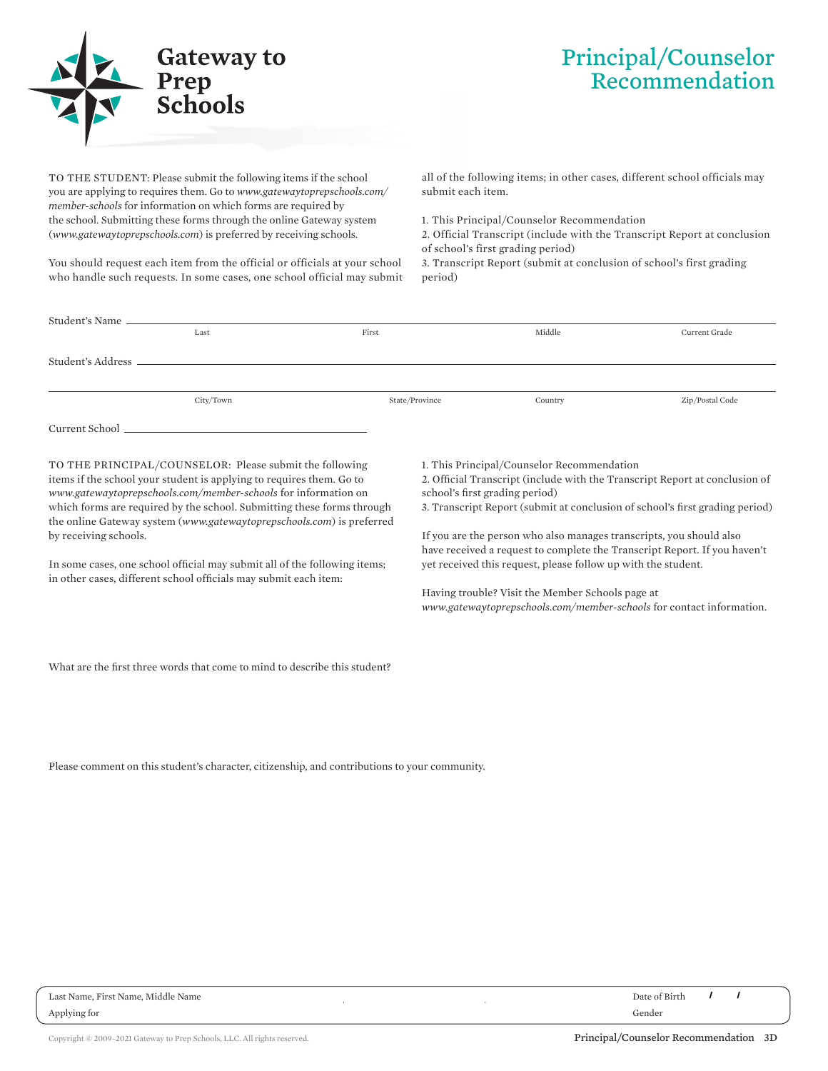**Gateway to Prep Schools**

# Principal/Counselor Recommendation

TO THE STUDENT: Please submit the following items if the school you are applying to requires them. Go to *www.gatewaytoprepschools.com/member-schools* for information on which forms are required by the school. Submitting these forms through the online Gateway system (*www.gatewaytoprepschools.com*) is preferred by receiving schools.

You should request each item from the official or officials at your school who handle such requests. In some cases, one school official may submit all of the following items; in other cases, different school officials may submit each item.

1. This Principal/Counselor Recommendation
2. Official Transcript (include with the Transcript Report at conclusion of school's first grading period)
3. Transcript Report (submit at conclusion of school's first grading period)

Student's Name ______________________________________________
Last | First | Middle | Current Grade

Student's Address ______________________________________________

______________________________________________
City/Town | State/Province | Country | Zip/Postal Code

Current School ______________________________

TO THE PRINCIPAL/COUNSELOR: Please submit the following items if the school your student is applying to requires them. Go to *www.gatewaytoprepschools.com/member-schools* for information on which forms are required by the school. Submitting these forms through the online Gateway system (*www.gatewaytoprepschools.com*) is preferred by receiving schools.

In some cases, one school official may submit all of the following items; in other cases, different school officials may submit each item:

1. This Principal/Counselor Recommendation
2. Official Transcript (include with the Transcript Report at conclusion of school's first grading period)
3. Transcript Report (submit at conclusion of school's first grading period)

If you are the person who also manages transcripts, you should also have received a request to complete the Transcript Report. If you haven't yet received this request, please follow up with the student.

Having trouble? Visit the Member Schools page at *www.gatewaytoprepschools.com/member-schools* for contact information.

What are the first three words that come to mind to describe this student?

Please comment on this student's character, citizenship, and contributions to your community.

Last Name, First Name, Middle Name ______ Date of Birth ___ / ___ / ___
Applying for ______ Gender ______

Copyright © 2009–2021 Gateway to Prep Schools, LLC. All rights reserved.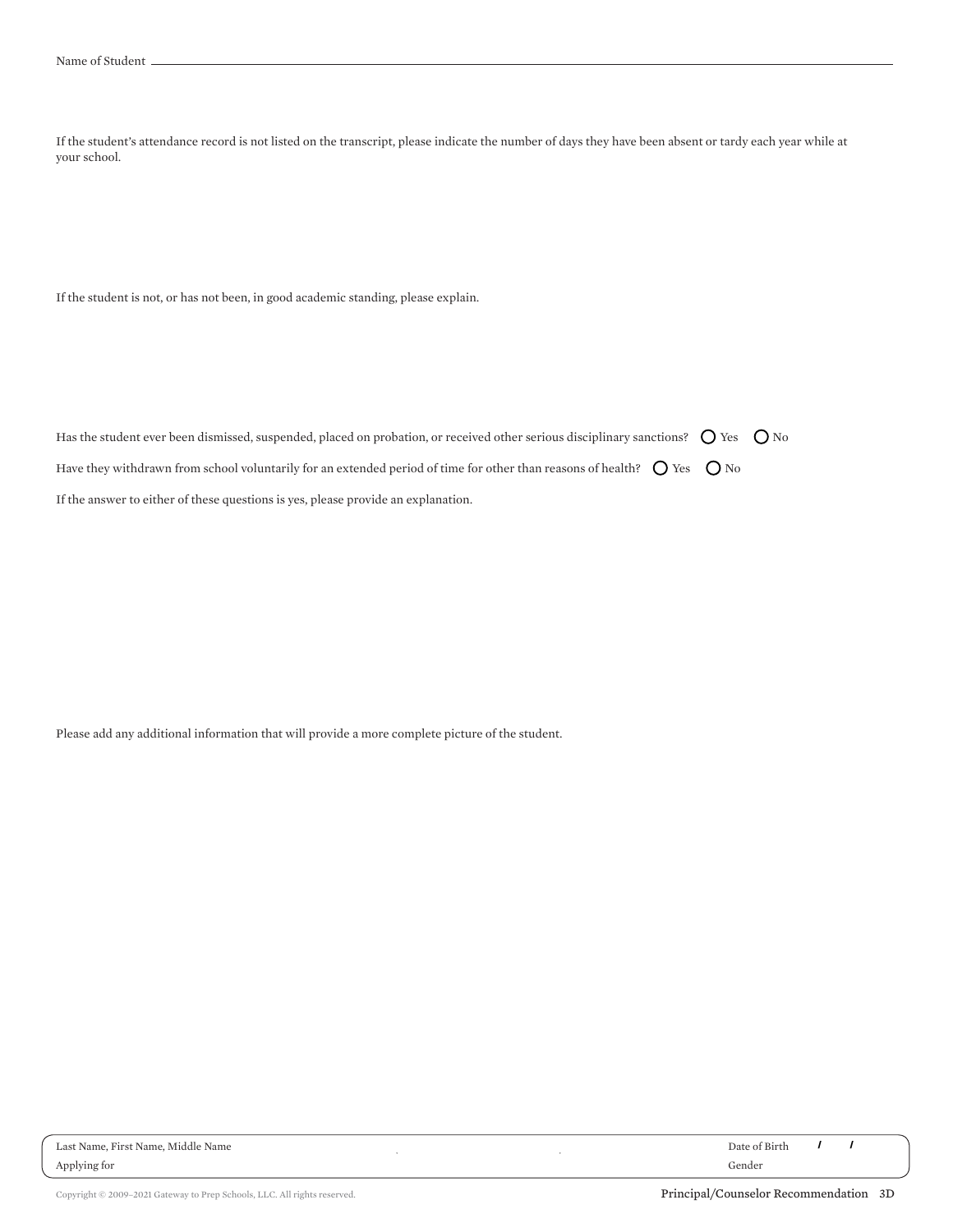Name of Student ______________________________________________

If the student's attendance record is not listed on the transcript, please indicate the number of days they have been absent or tardy each year while at your school.

If the student is not, or has not been, in good academic standing, please explain.

Has the student ever been dismissed, suspended, placed on probation, or received other serious disciplinary sanctions? ◯ Yes ◯ No

Have they withdrawn from school voluntarily for an extended period of time for other than reasons of health? ◯ Yes ◯ No

If the answer to either of these questions is yes, please provide an explanation.

Please add any additional information that will provide a more complete picture of the student.

Last Name, First Name, Middle Name | Date of Birth / /
Applying for | Gender

Copyright © 2009–2021 Gateway to Prep Schools, LLC. All rights reserved.

Principal/Counselor Recommendation 3D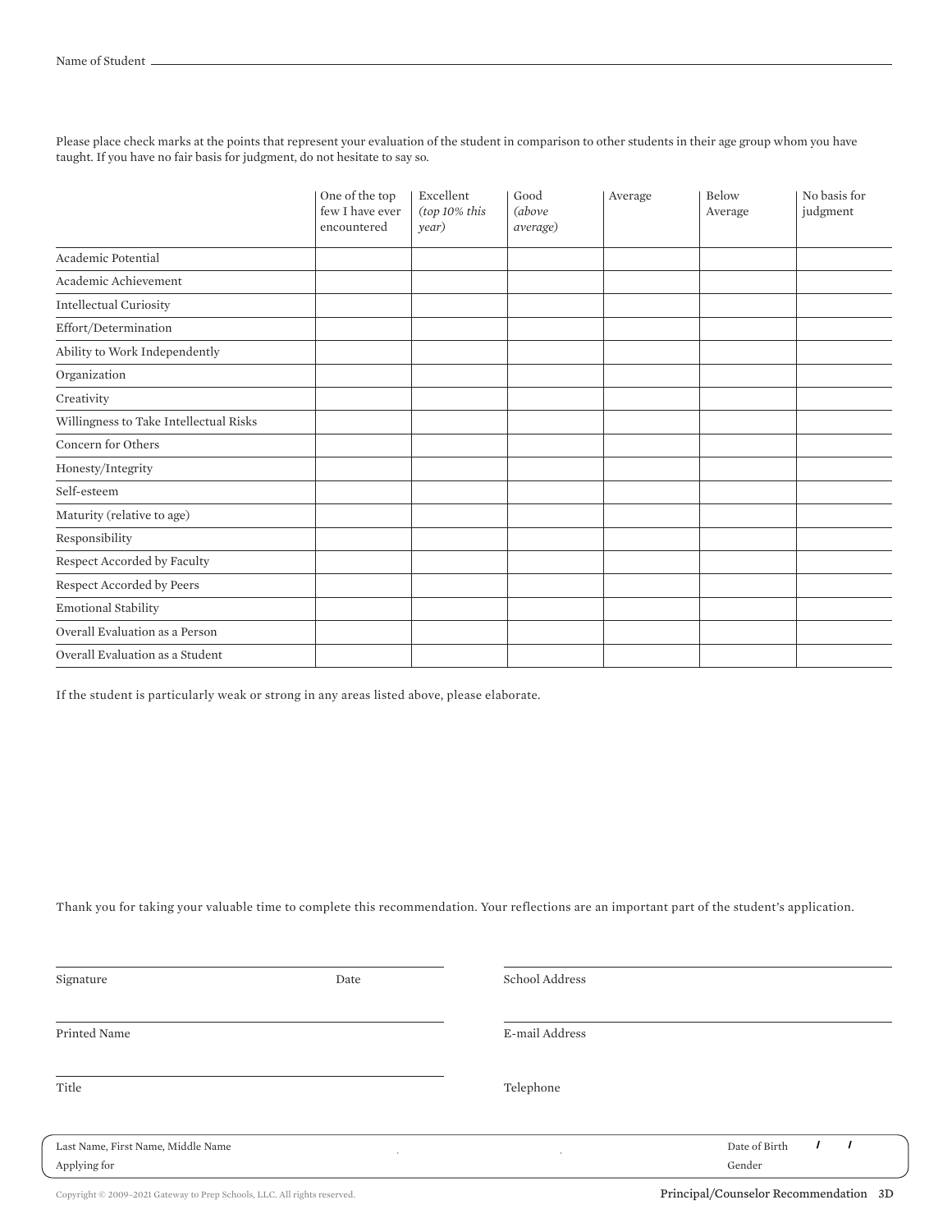Name of Student

Please place check marks at the points that represent your evaluation of the student in comparison to other students in their age group whom you have taught. If you have no fair basis for judgment, do not hesitate to say so.

| | One of the top few I have ever encountered | Excellent *(top 10% this year)* | Good *(above average)* | Average | Below Average | No basis for judgment |
|---|---|---|---|---|---|---|
| Academic Potential | | | | | | |
| Academic Achievement | | | | | | |
| Intellectual Curiosity | | | | | | |
| Effort/Determination | | | | | | |
| Ability to Work Independently | | | | | | |
| Organization | | | | | | |
| Creativity | | | | | | |
| Willingness to Take Intellectual Risks | | | | | | |
| Concern for Others | | | | | | |
| Honesty/Integrity | | | | | | |
| Self-esteem | | | | | | |
| Maturity (relative to age) | | | | | | |
| Responsibility | | | | | | |
| Respect Accorded by Faculty | | | | | | |
| Respect Accorded by Peers | | | | | | |
| Emotional Stability | | | | | | |
| Overall Evaluation as a Person | | | | | | |
| Overall Evaluation as a Student | | | | | | |

If the student is particularly weak or strong in any areas listed above, please elaborate.

Thank you for taking your valuable time to complete this recommendation. Your reflections are an important part of the student's application.

Signature Date

Printed Name

Title

School Address

E-mail Address

Telephone

Last Name, First Name, Middle Name

Applying for

Date of Birth / /

Gender

Copyright © 2009–2021 Gateway to Prep Schools, LLC. All rights reserved.

Principal/Counselor Recommendation 3D